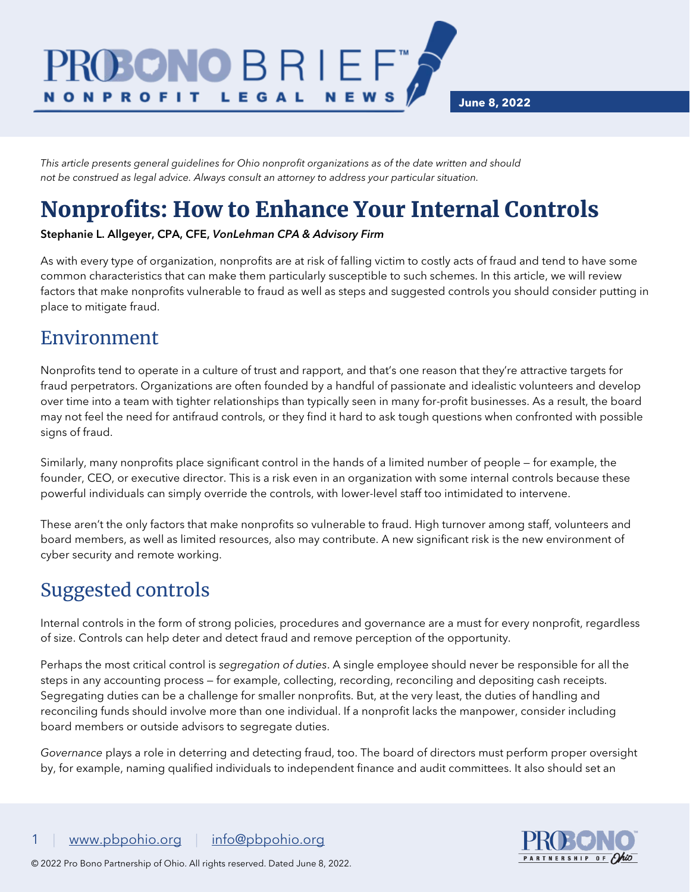PRO BONO BRIEF™
NONPROFIT LEGAL NEWS

June 8, 2022

*This article presents general guidelines for Ohio nonprofit organizations as of the date written and should not be construed as legal advice. Always consult an attorney to address your particular situation.*

# Nonprofits: How to Enhance Your Internal Controls

**Stephanie L. Allgeyer, CPA, CFE, *VonLehman CPA & Advisory Firm***

As with every type of organization, nonprofits are at risk of falling victim to costly acts of fraud and tend to have some common characteristics that can make them particularly susceptible to such schemes. In this article, we will review factors that make nonprofits vulnerable to fraud as well as steps and suggested controls you should consider putting in place to mitigate fraud.

## Environment

Nonprofits tend to operate in a culture of trust and rapport, and that's one reason that they're attractive targets for fraud perpetrators. Organizations are often founded by a handful of passionate and idealistic volunteers and develop over time into a team with tighter relationships than typically seen in many for-profit businesses. As a result, the board may not feel the need for antifraud controls, or they find it hard to ask tough questions when confronted with possible signs of fraud.

Similarly, many nonprofits place significant control in the hands of a limited number of people — for example, the founder, CEO, or executive director. This is a risk even in an organization with some internal controls because these powerful individuals can simply override the controls, with lower-level staff too intimidated to intervene.

These aren't the only factors that make nonprofits so vulnerable to fraud. High turnover among staff, volunteers and board members, as well as limited resources, also may contribute. A new significant risk is the new environment of cyber security and remote working.

## Suggested controls

Internal controls in the form of strong policies, procedures and governance are a must for every nonprofit, regardless of size. Controls can help deter and detect fraud and remove perception of the opportunity.

Perhaps the most critical control is *segregation of duties*. A single employee should never be responsible for all the steps in any accounting process — for example, collecting, recording, reconciling and depositing cash receipts. Segregating duties can be a challenge for smaller nonprofits. But, at the very least, the duties of handling and reconciling funds should involve more than one individual. If a nonprofit lacks the manpower, consider including board members or outside advisors to segregate duties.

*Governance* plays a role in deterring and detecting fraud, too. The board of directors must perform proper oversight by, for example, naming qualified individuals to independent finance and audit committees. It also should set an

www.pbpohio.org | info@pbpohio.org

© 2022 Pro Bono Partnership of Ohio. All rights reserved. Dated June 8, 2022.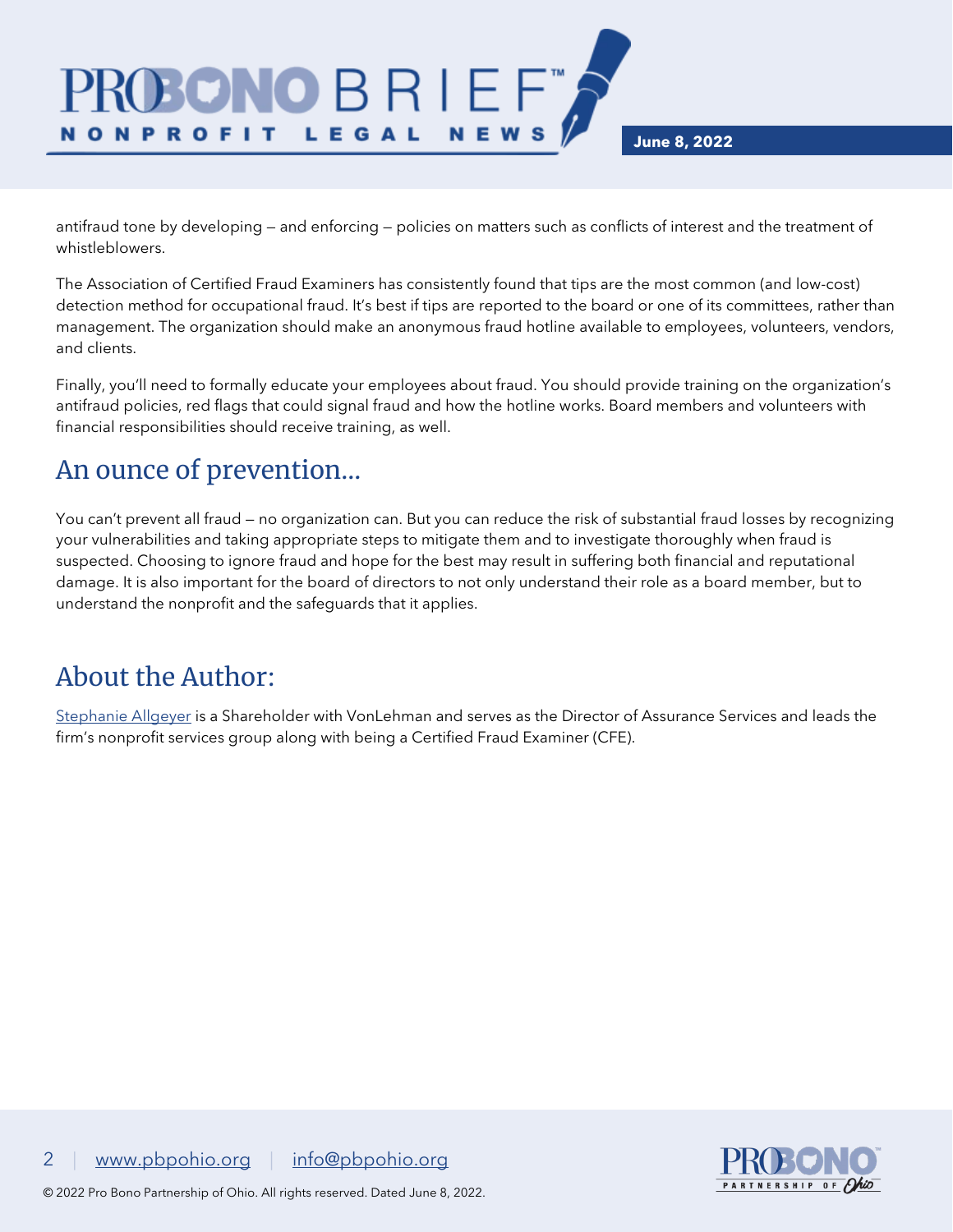antifraud tone by developing — and enforcing — policies on matters such as conflicts of interest and the treatment of whistleblowers.

The Association of Certified Fraud Examiners has consistently found that tips are the most common (and low-cost) detection method for occupational fraud. It's best if tips are reported to the board or one of its committees, rather than management. The organization should make an anonymous fraud hotline available to employees, volunteers, vendors, and clients.

Finally, you'll need to formally educate your employees about fraud. You should provide training on the organization's antifraud policies, red flags that could signal fraud and how the hotline works. Board members and volunteers with financial responsibilities should receive training, as well.

## An ounce of prevention…

You can't prevent all fraud — no organization can. But you can reduce the risk of substantial fraud losses by recognizing your vulnerabilities and taking appropriate steps to mitigate them and to investigate thoroughly when fraud is suspected. Choosing to ignore fraud and hope for the best may result in suffering both financial and reputational damage. It is also important for the board of directors to not only understand their role as a board member, but to understand the nonprofit and the safeguards that it applies.

## About the Author:

Stephanie Allgeyer is a Shareholder with VonLehman and serves as the Director of Assurance Services and leads the firm's nonprofit services group along with being a Certified Fraud Examiner (CFE).